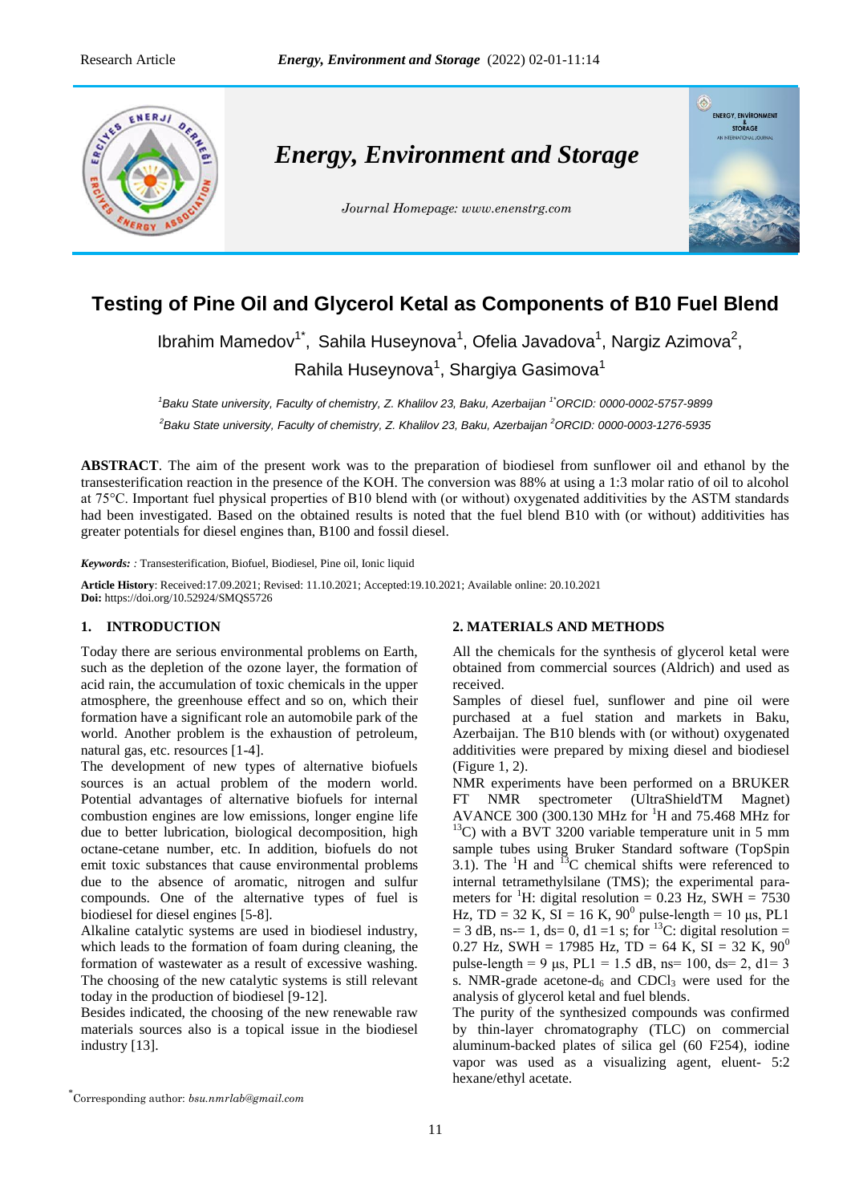Research Article

# Testing of Pine Oil and Glycerol Ketal as Components of B10 Fuel Blend

Ibrahim Mamedov[1*], Sahila Huseynova[1], Ofelia Javadova[1], Nargiz Azimova[2], Rahila Huseynova[1], Shargiya Gasimova[1]

[1]Baku State university, Faculty of chemistry, Z. Khalilov 23, Baku, Azerbaijan [1*]ORCID: 0000-0002-5757-9899

[2]Baku State university, Faculty of chemistry, Z. Khalilov 23, Baku, Azerbaijan [2]ORCID: 0000-0003-1276-5935

**ABSTRACT**. The aim of the present work was to the preparation of biodiesel from sunflower oil and ethanol by the transesterification reaction in the presence of the KOH. The conversion was 88% at using a 1:3 molar ratio of oil to alcohol at 75°C. Important fuel physical properties of B10 blend with (or without) oxygenated additivities by the ASTM standards had been investigated. Based on the obtained results is noted that the fuel blend B10 with (or without) additivities has greater potentials for diesel engines than, B100 and fossil diesel.

***Keywords:*** *:* Transesterification, Biofuel, Biodiesel, Pine oil, Ionic liquid

**Article History**: Received:17.09.2021; Revised: 11.10.2021; Accepted:19.10.2021; Available online: 20.10.2021
**Doi:** https://doi.org/10.52924/SMQS5726

## 1. INTRODUCTION

Today there are serious environmental problems on Earth, such as the depletion of the ozone layer, the formation of acid rain, the accumulation of toxic chemicals in the upper atmosphere, the greenhouse effect and so on, which their formation have a significant role an automobile park of the world. Another problem is the exhaustion of petroleum, natural gas, etc. resources [1-4].

The development of new types of alternative biofuels sources is an actual problem of the modern world. Potential advantages of alternative biofuels for internal combustion engines are low emissions, longer engine life due to better lubrication, biological decomposition, high octane-cetane number, etc. In addition, biofuels do not emit toxic substances that cause environmental problems due to the absence of aromatic, nitrogen and sulfur compounds. One of the alternative types of fuel is biodiesel for diesel engines [5-8].

Alkaline catalytic systems are used in biodiesel industry, which leads to the formation of foam during cleaning, the formation of wastewater as a result of excessive washing. The choosing of the new catalytic systems is still relevant today in the production of biodiesel [9-12].

Besides indicated, the choosing of the new renewable raw materials sources also is a topical issue in the biodiesel industry [13].

## 2. MATERIALS AND METHODS

All the chemicals for the synthesis of glycerol ketal were obtained from commercial sources (Aldrich) and used as received.

Samples of diesel fuel, sunflower and pine oil were purchased at a fuel station and markets in Baku, Azerbaijan. The B10 blends with (or without) oxygenated additivities were prepared by mixing diesel and biodiesel (Figure 1, 2).

NMR experiments have been performed on a BRUKER FT NMR spectrometer (UltraShieldTM Magnet) AVANCE 300 (300.130 MHz for $^1$H and 75.468 MHz for $^{13}$C) with a BVT 3200 variable temperature unit in 5 mm sample tubes using Bruker Standard software (TopSpin 3.1). The $^1$H and $^{13}$C chemical shifts were referenced to internal tetramethylsilane (TMS); the experimental parameters for $^1$H: digital resolution = 0.23 Hz, SWH = 7530 Hz, TD = 32 K, SI = 16 K, $90^0$ pulse-length = 10 µs, PL1 = 3 dB, ns-= 1, ds= 0, d1 =1 s; for $^{13}$C: digital resolution = 0.27 Hz, SWH = 17985 Hz, TD = 64 K, SI = 32 K, $90^0$ pulse-length = 9 µs, PL1 = 1.5 dB, ns= 100, ds= 2, d1= 3 s. NMR-grade acetone-$d_6$ and $CDCl_3$ were used for the analysis of glycerol ketal and fuel blends.

The purity of the synthesized compounds was confirmed by thin-layer chromatography (TLC) on commercial aluminum-backed plates of silica gel (60 F254), iodine vapor was used as a visualizing agent, eluent- 5:2 hexane/ethyl acetate.

[*]Corresponding author: *bsu.nmrlab@gmail.com*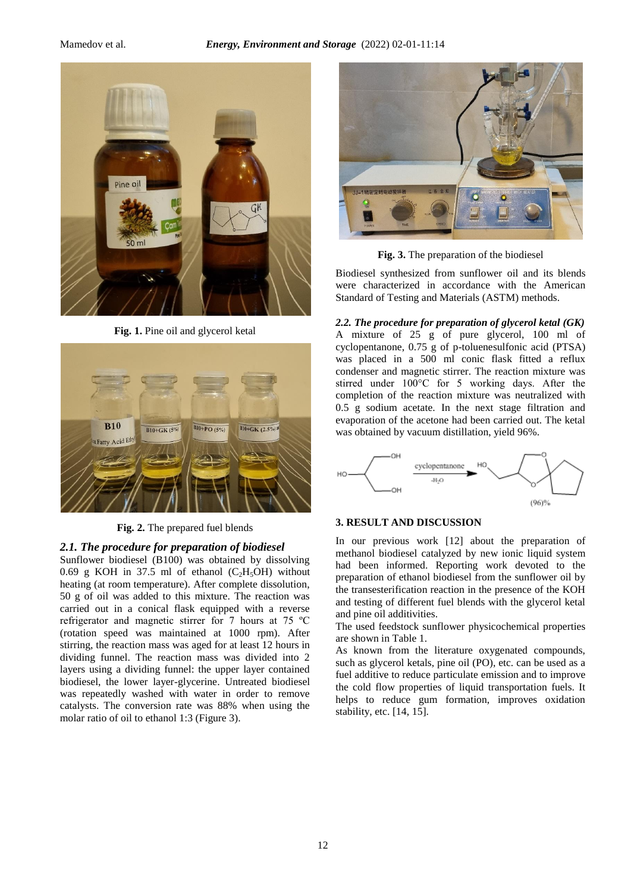Fig. 1. Pine oil and glycerol ketal

Fig. 2. The prepared fuel blends

### 2.1. The procedure for preparation of biodiesel

Sunflower biodiesel (B100) was obtained by dissolving 0.69 g KOH in 37.5 ml of ethanol ($C_2H_5OH$) without heating (at room temperature). After complete dissolution, 50 g of oil was added to this mixture. The reaction was carried out in a conical flask equipped with a reverse refrigerator and magnetic stirrer for 7 hours at 75 ºC (rotation speed was maintained at 1000 rpm). After stirring, the reaction mass was aged for at least 12 hours in dividing funnel. The reaction mass was divided into 2 layers using a dividing funnel: the upper layer contained biodiesel, the lower layer-glycerine. Untreated biodiesel was repeatedly washed with water in order to remove catalysts. The conversion rate was 88% when using the molar ratio of oil to ethanol 1:3 (Figure 3).

Fig. 3. The preparation of the biodiesel

Biodiesel synthesized from sunflower oil and its blends were characterized in accordance with the American Standard of Testing and Materials (ASTM) methods.

### 2.2. The procedure for preparation of glycerol ketal (GK)

A mixture of 25 g of pure glycerol, 100 ml of cyclopentanone, 0.75 g of p-toluenesulfonic acid (PTSA) was placed in a 500 ml conic flask fitted a reflux condenser and magnetic stirrer. The reaction mixture was stirred under 100°C for 5 working days. After the completion of the reaction mixture was neutralized with 0.5 g sodium acetate. In the next stage filtration and evaporation of the acetone had been carried out. The ketal was obtained by vacuum distillation, yield 96%.

cyclopentanone, $-H_2O$ (96)%

## 3. RESULT AND DISCUSSION

In our previous work [12] about the preparation of methanol biodiesel catalyzed by new ionic liquid system had been informed. Reporting work devoted to the preparation of ethanol biodiesel from the sunflower oil by the transesterification reaction in the presence of the KOH and testing of different fuel blends with the glycerol ketal and pine oil additivities.

The used feedstock sunflower physicochemical properties are shown in Table 1.

As known from the literature oxygenated compounds, such as glycerol ketals, pine oil (PO), etc. can be used as a fuel additive to reduce particulate emission and to improve the cold flow properties of liquid transportation fuels. It helps to reduce gum formation, improves oxidation stability, etc. [14, 15].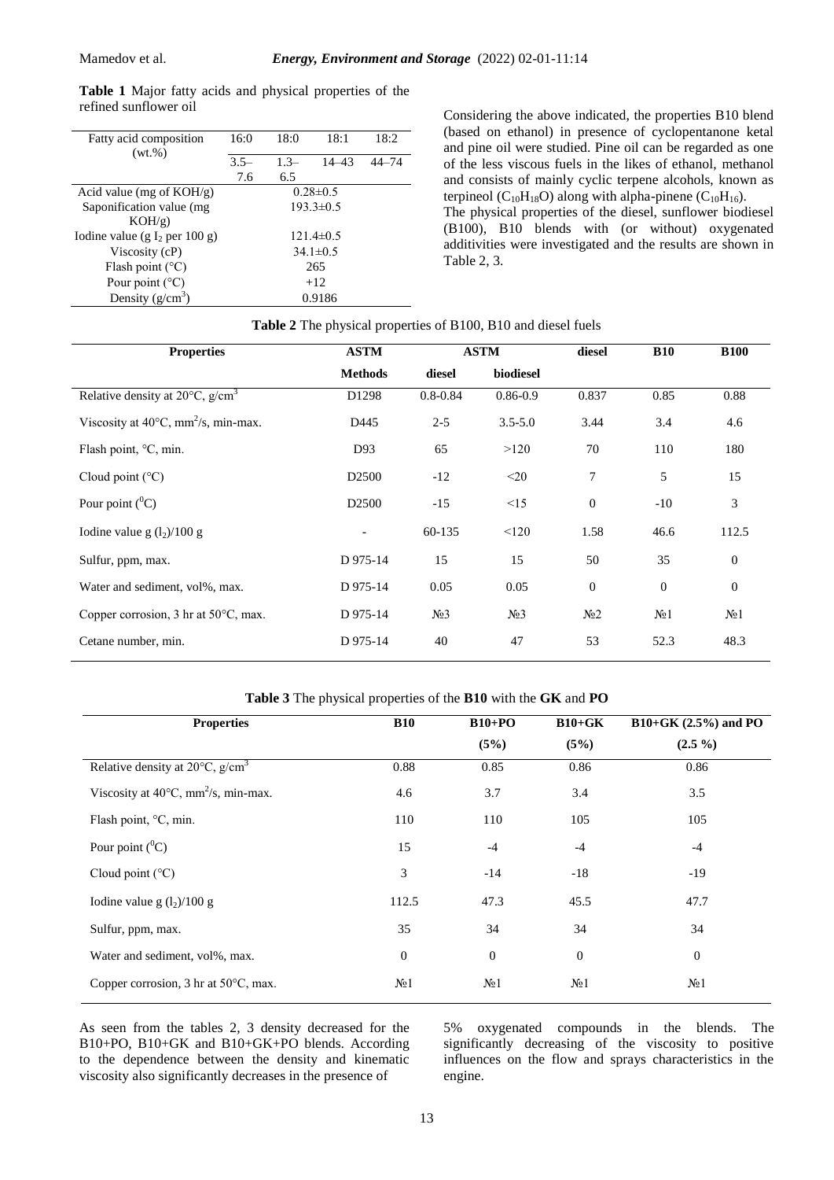**Table 1** Major fatty acids and physical properties of the refined sunflower oil

| Fatty acid composition (wt.%) | 16:0 | 18:0 | 18:1 | 18:2 |
|---|---|---|---|---|
| | 3.5–7.6 | 1.3–6.5 | 14–43 | 44–74 |
| Acid value (mg of KOH/g) | 0.28±0.5 | | | |
| Saponification value (mg KOH/g) | 193.3±0.5 | | | |
| Iodine value (g $I_2$ per 100 g) | 121.4±0.5 | | | |
| Viscosity (cP) | 34.1±0.5 | | | |
| Flash point (°C) | 265 | | | |
| Pour point (°C) | +12 | | | |
| Density (g/cm$^3$) | 0.9186 | | | |

Considering the above indicated, the properties B10 blend (based on ethanol) in presence of cyclopentanone ketal and pine oil were studied. Pine oil can be regarded as one of the less viscous fuels in the likes of ethanol, methanol and consists of mainly cyclic terpene alcohols, known as terpineol ($C_{10}H_{18}O$) along with alpha-pinene ($C_{10}H_{16}$).

The physical properties of the diesel, sunflower biodiesel (B100), B10 blends with (or without) oxygenated additivities were investigated and the results are shown in Table 2, 3.

**Table 2** The physical properties of B100, B10 and diesel fuels

| Properties | ASTM Methods | ASTM diesel | ASTM biodiesel | diesel | B10 | B100 |
|---|---|---|---|---|---|---|
| Relative density at 20°C, g/cm$^3$ | D1298 | 0.8-0.84 | 0.86-0.9 | 0.837 | 0.85 | 0.88 |
| Viscosity at 40°C, mm$^2$/s, min-max. | D445 | 2-5 | 3.5-5.0 | 3.44 | 3.4 | 4.6 |
| Flash point, °C, min. | D93 | 65 | >120 | 70 | 110 | 180 |
| Cloud point (°C) | D2500 | -12 | <20 | 7 | 5 | 15 |
| Pour point ($^0$C) | D2500 | -15 | <15 | 0 | -10 | 3 |
| Iodine value g (l$_2$)/100 g | - | 60-135 | <120 | 1.58 | 46.6 | 112.5 |
| Sulfur, ppm, max. | D 975-14 | 15 | 15 | 50 | 35 | 0 |
| Water and sediment, vol%, max. | D 975-14 | 0.05 | 0.05 | 0 | 0 | 0 |
| Copper corrosion, 3 hr at 50°C, max. | D 975-14 | №3 | №3 | №2 | №1 | №1 |
| Cetane number, min. | D 975-14 | 40 | 47 | 53 | 52.3 | 48.3 |

**Table 3** The physical properties of the **B10** with the **GK** and **PO**

| Properties | B10 | B10+PO (5%) | B10+GK (5%) | B10+GK (2.5%) and PO (2.5 %) |
|---|---|---|---|---|
| Relative density at 20°C, g/cm$^3$ | 0.88 | 0.85 | 0.86 | 0.86 |
| Viscosity at 40°C, mm$^2$/s, min-max. | 4.6 | 3.7 | 3.4 | 3.5 |
| Flash point, °C, min. | 110 | 110 | 105 | 105 |
| Pour point ($^0$C) | 15 | -4 | -4 | -4 |
| Cloud point (°C) | 3 | -14 | -18 | -19 |
| Iodine value g (l$_2$)/100 g | 112.5 | 47.3 | 45.5 | 47.7 |
| Sulfur, ppm, max. | 35 | 34 | 34 | 34 |
| Water and sediment, vol%, max. | 0 | 0 | 0 | 0 |
| Copper corrosion, 3 hr at 50°C, max. | №1 | №1 | №1 | №1 |

As seen from the tables 2, 3 density decreased for the B10+PO, B10+GK and B10+GK+PO blends. According to the dependence between the density and kinematic viscosity also significantly decreases in the presence of 5% oxygenated compounds in the blends. The significantly decreasing of the viscosity to positive influences on the flow and sprays characteristics in the engine.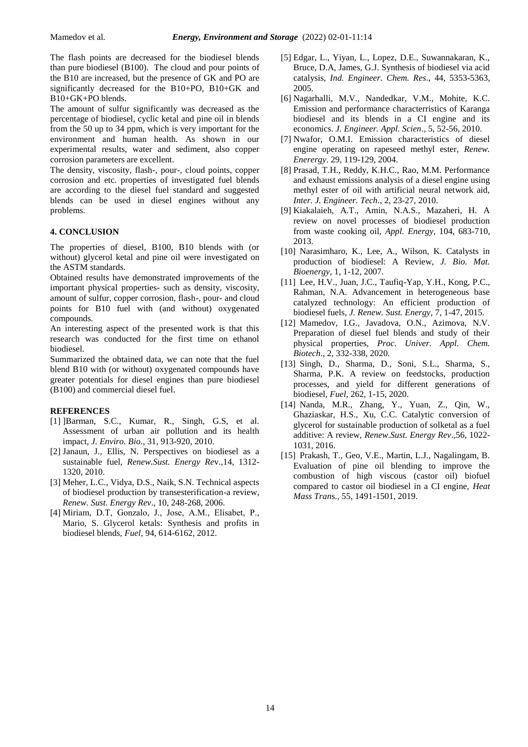The flash points are decreased for the biodiesel blends than pure biodiesel (B100). The cloud and pour points of the B10 are increased, but the presence of GK and PO are significantly decreased for the B10+PO, B10+GK and B10+GK+PO blends.

The amount of sulfur significantly was decreased as the percentage of biodiesel, cyclic ketal and pine oil in blends from the 50 up to 34 ppm, which is very important for the environment and human health. As shown in our experimental results, water and sediment, also copper corrosion parameters are excellent.

The density, viscosity, flash-, pour-, cloud points, copper corrosion and etc. properties of investigated fuel blends are according to the diesel fuel standard and suggested blends can be used in diesel engines without any problems.

## 4. CONCLUSION

The properties of diesel, B100, B10 blends with (or without) glycerol ketal and pine oil were investigated on the ASTM standards.

Obtained results have demonstrated improvements of the important physical properties- such as density, viscosity, amount of sulfur, copper corrosion, flash-, pour- and cloud points for B10 fuel with (and without) oxygenated compounds.

An interesting aspect of the presented work is that this research was conducted for the first time on ethanol biodiesel.

Summarized the obtained data, we can note that the fuel blend B10 with (or without) oxygenated compounds have greater potentials for diesel engines than pure biodiesel (B100) and commercial diesel fuel.

## REFERENCES

[1] ]Barman, S.C., Kumar, R., Singh, G.S, et al. Assessment of urban air pollution and its health impact, *J. Enviro. Bio*., 31, 913-920, 2010.

[2] Janaun, J., Ellis, N. Perspectives on biodiesel as a sustainable fuel, *Renew.Sust. Energy Re*v.,14, 1312-1320, 2010.

[3] Meher, L.C., Vidya, D.S., Naik, S.N. Technical aspects of biodiesel production by transesterification-a review, *Renew. Sust. Energy Rev*., 10, 248-268, 2006.

[4] Miriam, D.T, Gonzalo, J., Jose, A.M., Elísabet, P., Mario, S. Glycerol ketals: Synthesis and profits in biodiesel blends, *Fuel*, 94, 614-6162, 2012.

[5] Edgar, L., Yiyan, L., Lopez, D.E., Suwannakaran, K., Bruce, D.A, James, G.J. Synthesis of biodiesel via acid catalysis, *Ind. Engineer. Chem. Res*., 44, 5353-5363, 2005.

[6] Nagarhalli, M.V., Nandedkar, V.M., Mohite, K.C. Emission and performance characterristics of Karanga biodiesel and its blends in a CI engine and its economics. *J. Engineer. Appl. Scien*., 5, 52-56, 2010.

[7] Nwafor, O.M.I. Emission characteristics of diesel engine operating on rapeseed methyl ester, *Renew. Enerergy*. 29, 119-129, 2004.

[8] Prasad, T.H., Reddy, K.H.C., Rao, M.M. Performance and exhaust emissions analysis of a diesel engine using methyl ester of oil with artificial neural network aid, *Inter. J. Engineer. Tech*., 2, 23-27, 2010.

[9] Kiakalaieh, A.T., Amin, N.A.S., Mazaheri, H. A review on novel processes of biodiesel production from waste cooking oil, *Appl. Energy*, 104, 683-710, 2013.

[10] Narasimharo, K., Lee, A., Wilson, K. Catalysts in production of biodiesel: A Review, *J. Bio. Mat. Bioenergy*, 1, 1-12, 2007.

[11] Lee, H.V., Juan, J.C., Taufiq-Yap, Y.H., Kong, P.C., Rahman, N.A. Advancement in heterogeneous base catalyzed technology: An efficient production of biodiesel fuels, *J. Renew. Sust. Energy*, 7, 1-47, 2015.

[12] Mamedov, I.G., Javadova, O.N., Azimova, N.V. Preparation of diesel fuel blends and study of their physical properties, *Proc. Univer. Appl. Chem. Biotech*., 2, 332-338, 2020.

[13] Singh, D., Sharma, D., Soni, S.L., Sharma, S., Sharma, P.K. A review on feedstocks, production processes, and yield for different generations of biodiesel, *Fuel*, 262, 1-15, 2020.

[14] Nanda, M.R., Zhang, Y., Yuan, Z., Qin, W., Ghaziaskar, H.S., Xu, C.C. Catalytic conversion of glycerol for sustainable production of solketal as a fuel additive: A review, *Renew.Sust. Energy Rev*.,56, 1022-1031, 2016.

[15] Prakash, T., Geo, V.E., Martin, L.J., Nagalingam, B. Evaluation of pine oil blending to improve the combustion of high viscous (castor oil) biofuel compared to castor oil biodiesel in a CI engine, *Heat Mass Tran*s., 55, 1491-1501, 2019.